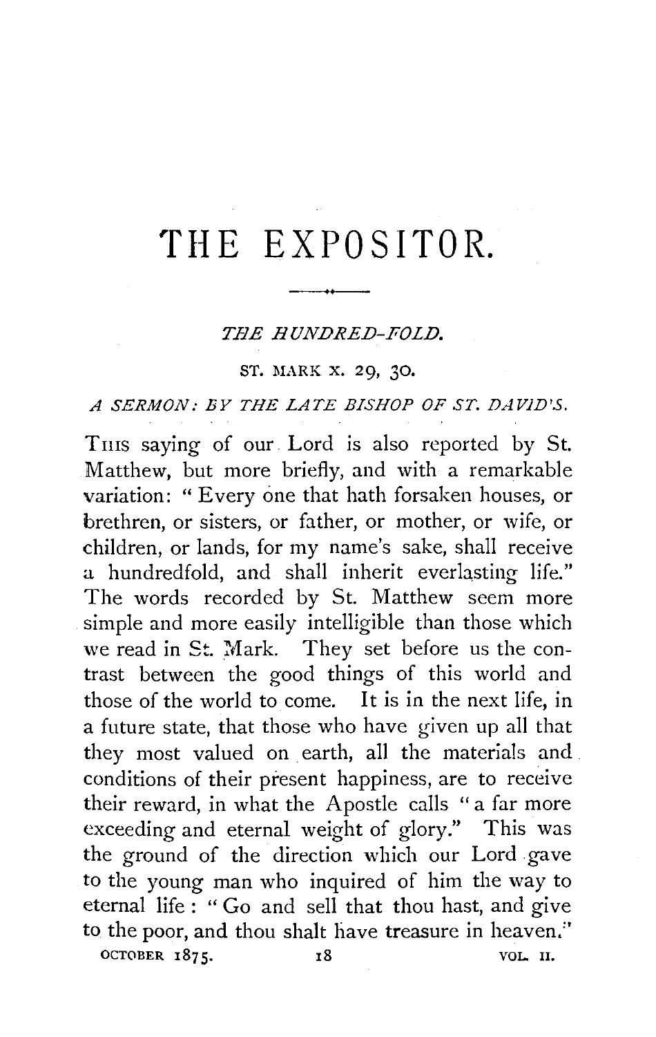# THE EXPOSITOR.

## *THE HUNDRED-FOLD.*

ST. MARK X. 29, 30.

*A SERMON: BY THE LATE BISHOP OF ST. DAVID'S.*

THIS saying of our Lord is also reported by St. Matthew, but more briefly, and with a remarkable variation: "Every one that hath forsaken houses, or brethren, or sisters, or father, or mother, or wife, or children, or lands, for my name's sake, shall receive a hundredfold, and shall inherit everlasting life." The words recorded by St. Matthew seem more simple and more easily intelligible than those which we read in St. Mark. They set before us the contrast between the good things of this world and those of the world to come. It is in the next life, in a future state, that those who have given up all that they most valued on earth, all the materials and conditions of their present happiness, are to receive their reward, in what the Apostle calls "a far more exceeding and eternal weight of glory." This was the ground of the direction which our Lord gave to the young man who inquired of him the way to eternal life: "Go and sell that thou hast, and give to the poor, and thou shalt have treasure in heaven."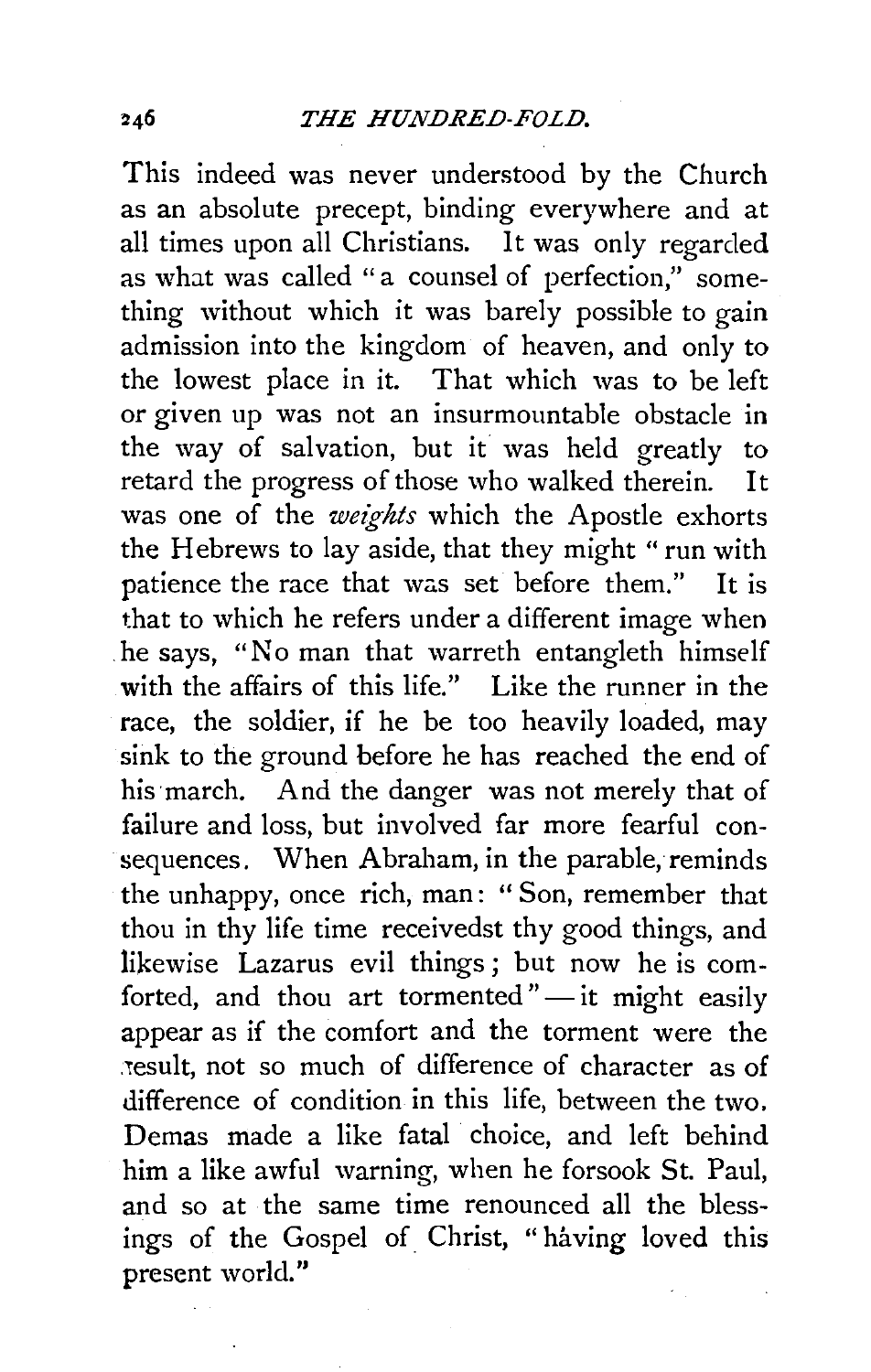This indeed was never understood by the Church as an absolute precept, binding everywhere and at all times upon all Christians. It was only regarded as what was called "a counsel of perfection," something without which it was barely possible to gain admission into the kingdom of heaven, and only to the lowest place in it. That which was to be left or given up was not an insurmountable obstacle in the way of salvation, but it was held greatly to retard the progress of those who walked therein. It was one of the *weights* which the Apostle exhorts the Hebrews to lay aside, that they might "run with patience the race that was set before them." It is that to which he refers under a different image when he says, "No man that warreth entangleth himself with the affairs of this life." Like the runner in the race, the soldier, if he be too heavily loaded, may sink to the ground before he has reached the end of his march. And the danger was not merely that of failure and loss, but involved far more fearful consequences. When Abraham, in the parable, reminds the unhappy, once rich, man: "Son, remember that thou in thy life time receivedst thy good things, and likewise Lazarus evil things; but now he is comforted, and thou art tormented" — it might easily appear as if the comfort and the torment were the result, not so much of difference of character as of difference of condition in this life, between the two. Demas made a like fatal choice, and left behind him a like awful warning, when he forsook St. Paul, and so at the same time renounced all the blessings of the Gospel of Christ, "having loved this present world."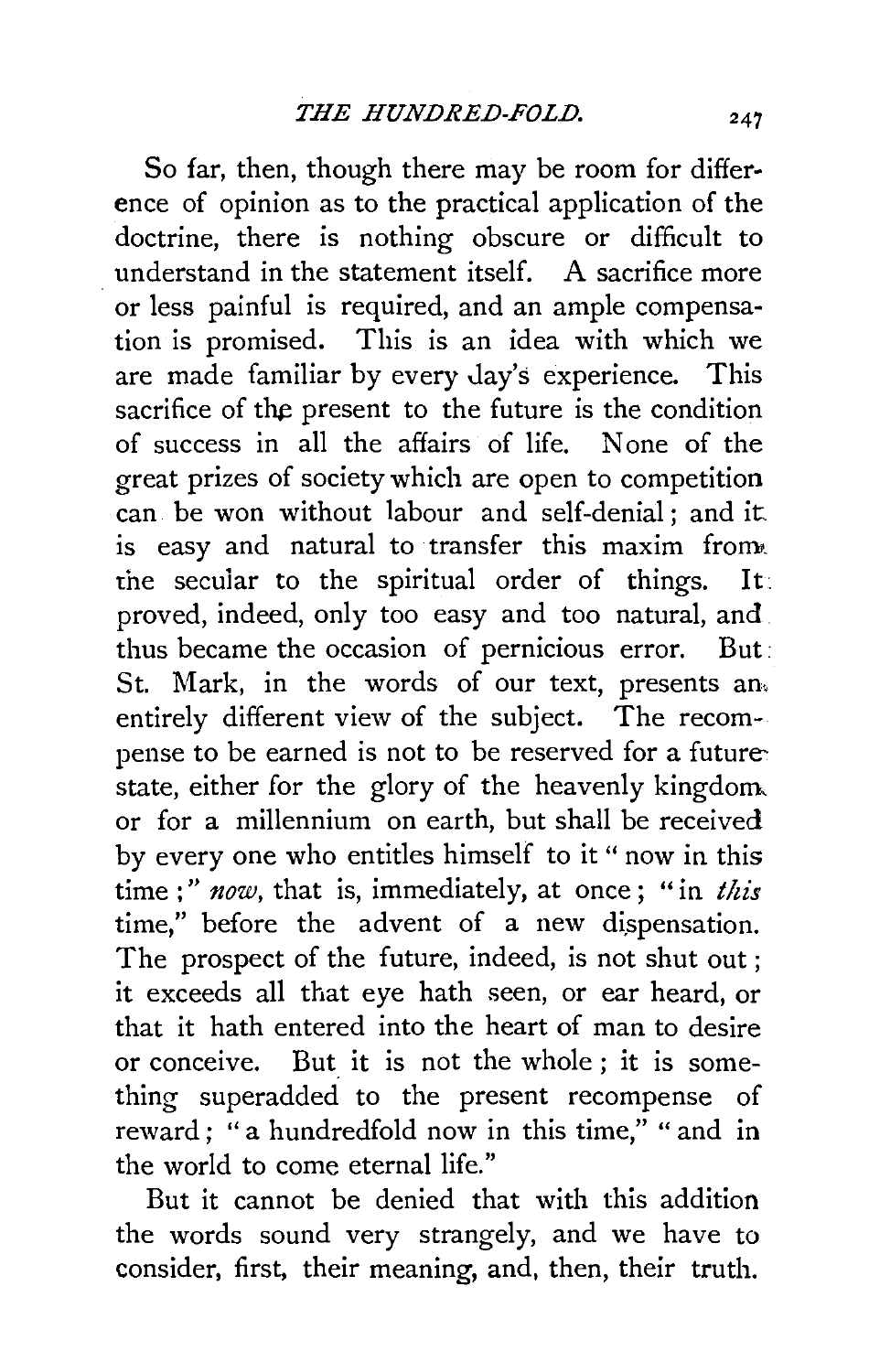So far, then, though there may be room for difference of opinion as to the practical application of the doctrine, there is nothing obscure or difficult to understand in the statement itself. A sacrifice more or less painful is required, and an ample compensation is promised. This is an idea with which we are made familiar by every day's experience. This sacrifice of the present to the future is the condition of success in all the affairs of life. None of the great prizes of society which are open to competition can be won without labour and self-denial; and it is easy and natural to transfer this maxim from the secular to the spiritual order of things. It proved, indeed, only too easy and too natural, and thus became the occasion of pernicious error. But St. Mark, in the words of our text, presents an entirely different view of the subject. The recompense to be earned is not to be reserved for a future state, either for the glory of the heavenly kingdom or for a millennium on earth, but shall be received by every one who entitles himself to it "now in this time;" *now*, that is, immediately, at once; "in *this* time," before the advent of a new dispensation. The prospect of the future, indeed, is not shut out; it exceeds all that eye hath seen, or ear heard, or that it hath entered into the heart of man to desire or conceive. But it is not the whole; it is something superadded to the present recompense of reward; "a hundredfold now in this time," "and in the world to come eternal life."

But it cannot be denied that with this addition the words sound very strangely, and we have to consider, first, their meaning, and, then, their truth.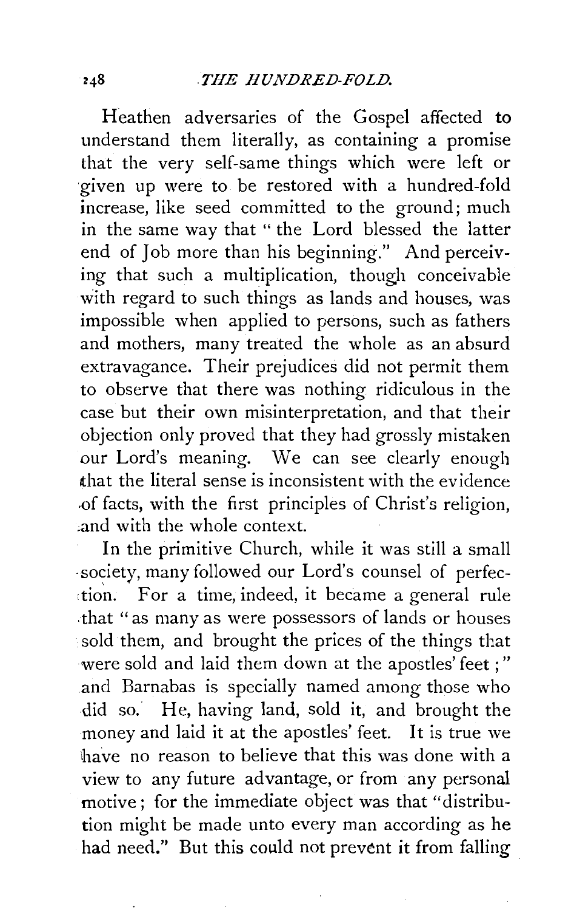Heathen adversaries of the Gospel affected to understand them literally, as containing a promise that the very self-same things which were left or given up were to be restored with a hundred-fold increase, like seed committed to the ground; much in the same way that " the Lord blessed the latter end of Job more than his beginning." And perceiving that such a multiplication, though conceivable with regard to such things as lands and houses, was impossible when applied to persons, such as fathers and mothers, many treated the whole as an absurd extravagance. Their prejudices did not permit them to observe that there was nothing ridiculous in the case but their own misinterpretation, and that their objection only proved that they had grossly mistaken our Lord's meaning. We can see clearly enough that the literal sense is inconsistent with the evidence of facts, with the first principles of Christ's religion, and with the whole context.

In the primitive Church, while it was still a small society, many followed our Lord's counsel of perfection. For a time, indeed, it became a general rule that "as many as were possessors of lands or houses sold them, and brought the prices of the things that were sold and laid them down at the apostles' feet;" and Barnabas is specially named among those who did so. He, having land, sold it, and brought the money and laid it at the apostles' feet. It is true we have no reason to believe that this was done with a view to any future advantage, or from any personal motive; for the immediate object was that "distribution might be made unto every man according as he had need." But this could not prevent it from falling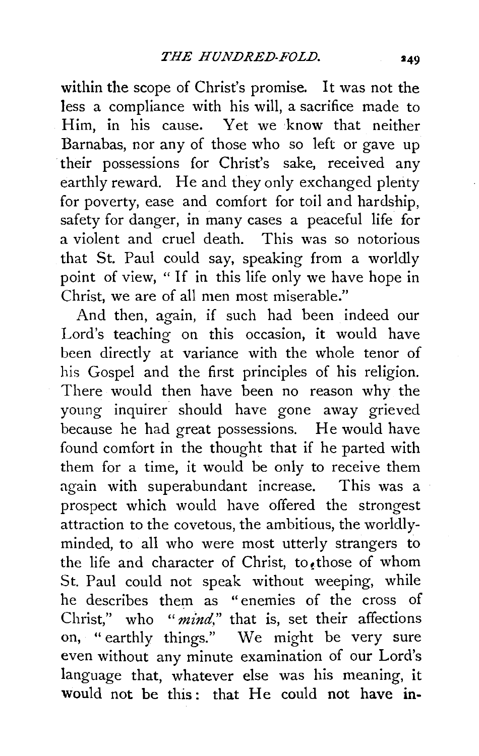within the scope of Christ's promise. It was not the less a compliance with his will, a sacrifice made to Him, in his cause. Yet we know that neither Barnabas, nor any of those who so left or gave up their possessions for Christ's sake, received any earthly reward. He and they only exchanged plenty for poverty, ease and comfort for toil and hardship, safety for danger, in many cases a peaceful life for a violent and cruel death. This was so notorious that St. Paul could say, speaking from a worldly point of view, "If in this life only we have hope in Christ, we are of all men most miserable."

And then, again, if such had been indeed our Lord's teaching on this occasion, it would have been directly at variance with the whole tenor of his Gospel and the first principles of his religion. There would then have been no reason why the young inquirer should have gone away grieved because he had great possessions. He would have found comfort in the thought that if he parted with them for a time, it would be only to receive them again with superabundant increase. This was a prospect which would have offered the strongest attraction to the covetous, the ambitious, the worldly-minded, to all who were most utterly strangers to the life and character of Christ, to those of whom St. Paul could not speak without weeping, while he describes them as "enemies of the cross of Christ," who "*mind*," that is, set their affections on, "earthly things." We might be very sure even without any minute examination of our Lord's language that, whatever else was his meaning, it would not be this: that He could not have in-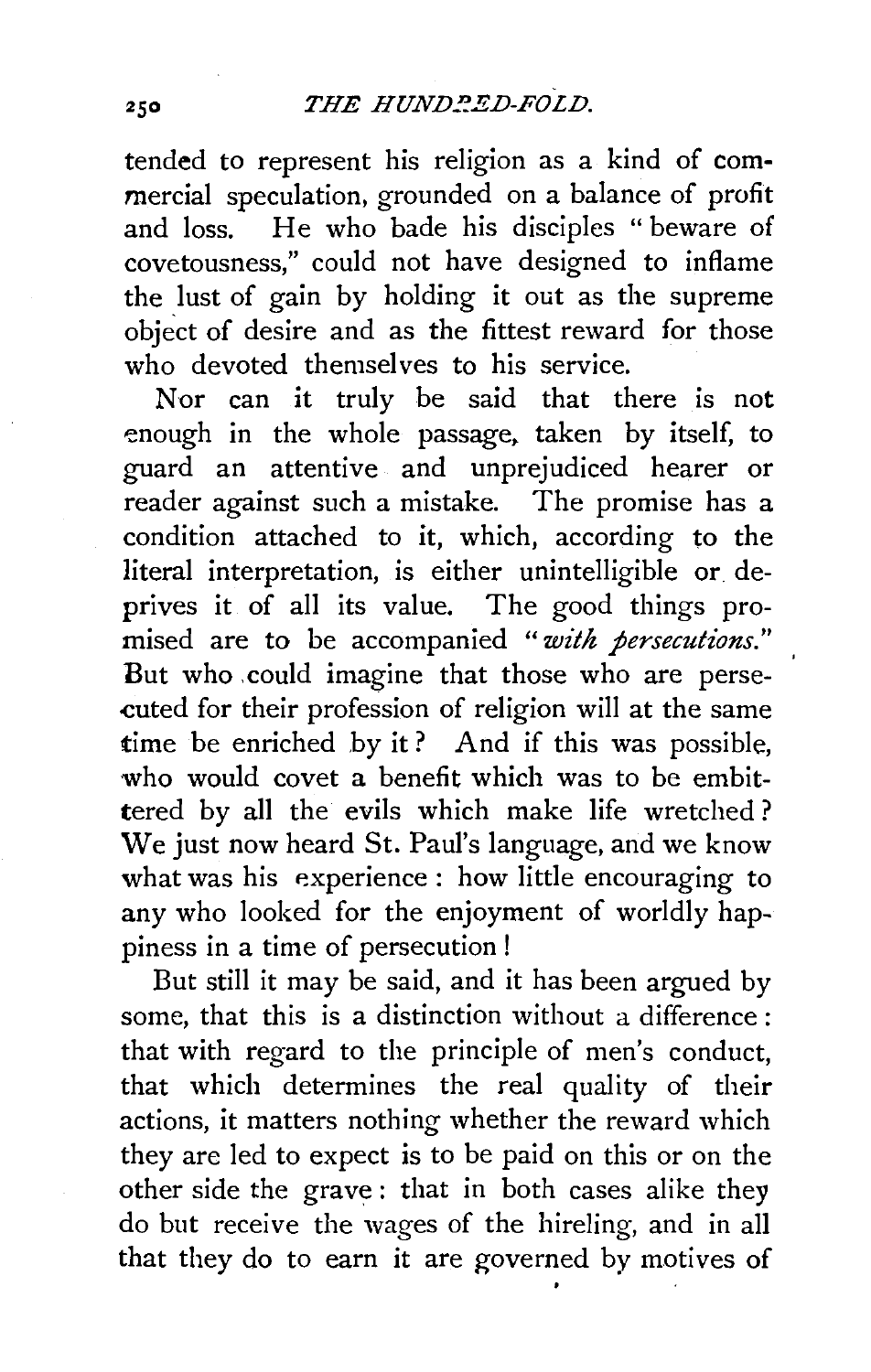tended to represent his religion as a kind of commercial speculation, grounded on a balance of profit and loss. He who bade his disciples "beware of covetousness," could not have designed to inflame the lust of gain by holding it out as the supreme object of desire and as the fittest reward for those who devoted themselves to his service.

Nor can it truly be said that there is not enough in the whole passage, taken by itself, to guard an attentive and unprejudiced hearer or reader against such a mistake. The promise has a condition attached to it, which, according to the literal interpretation, is either unintelligible or deprives it of all its value. The good things promised are to be accompanied "*with persecutions.*" But who could imagine that those who are persecuted for their profession of religion will at the same time be enriched by it? And if this was possible, who would covet a benefit which was to be embittered by all the evils which make life wretched? We just now heard St. Paul's language, and we know what was his experience: how little encouraging to any who looked for the enjoyment of worldly happiness in a time of persecution!

But still it may be said, and it has been argued by some, that this is a distinction without a difference: that with regard to the principle of men's conduct, that which determines the real quality of their actions, it matters nothing whether the reward which they are led to expect is to be paid on this or on the other side the grave: that in both cases alike they do but receive the wages of the hireling, and in all that they do to earn it are governed by motives of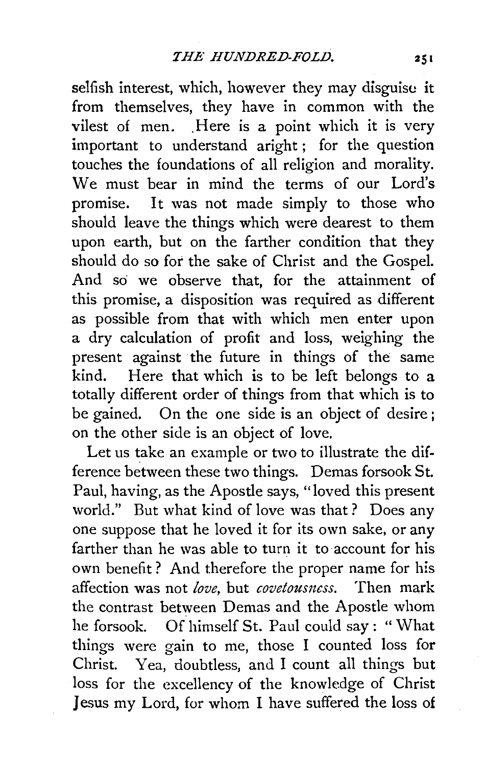selfish interest, which, however they may disguise it from themselves, they have in common with the vilest of men. Here is a point which it is very important to understand aright; for the question touches the foundations of all religion and morality. We must bear in mind the terms of our Lord's promise. It was not made simply to those who should leave the things which were dearest to them upon earth, but on the farther condition that they should do so for the sake of Christ and the Gospel. And so we observe that, for the attainment of this promise, a disposition was required as different as possible from that with which men enter upon a dry calculation of profit and loss, weighing the present against the future in things of the same kind. Here that which is to be left belongs to a totally different order of things from that which is to be gained. On the one side is an object of desire; on the other side is an object of love.

Let us take an example or two to illustrate the difference between these two things. Demas forsook St. Paul, having, as the Apostle says, "loved this present world." But what kind of love was that? Does any one suppose that he loved it for its own sake, or any farther than he was able to turn it to account for his own benefit? And therefore the proper name for his affection was not *love*, but *covetousness*. Then mark the contrast between Demas and the Apostle whom he forsook. Of himself St. Paul could say: "What things were gain to me, those I counted loss for Christ. Yea, doubtless, and I count all things but loss for the excellency of the knowledge of Christ Jesus my Lord, for whom I have suffered the loss of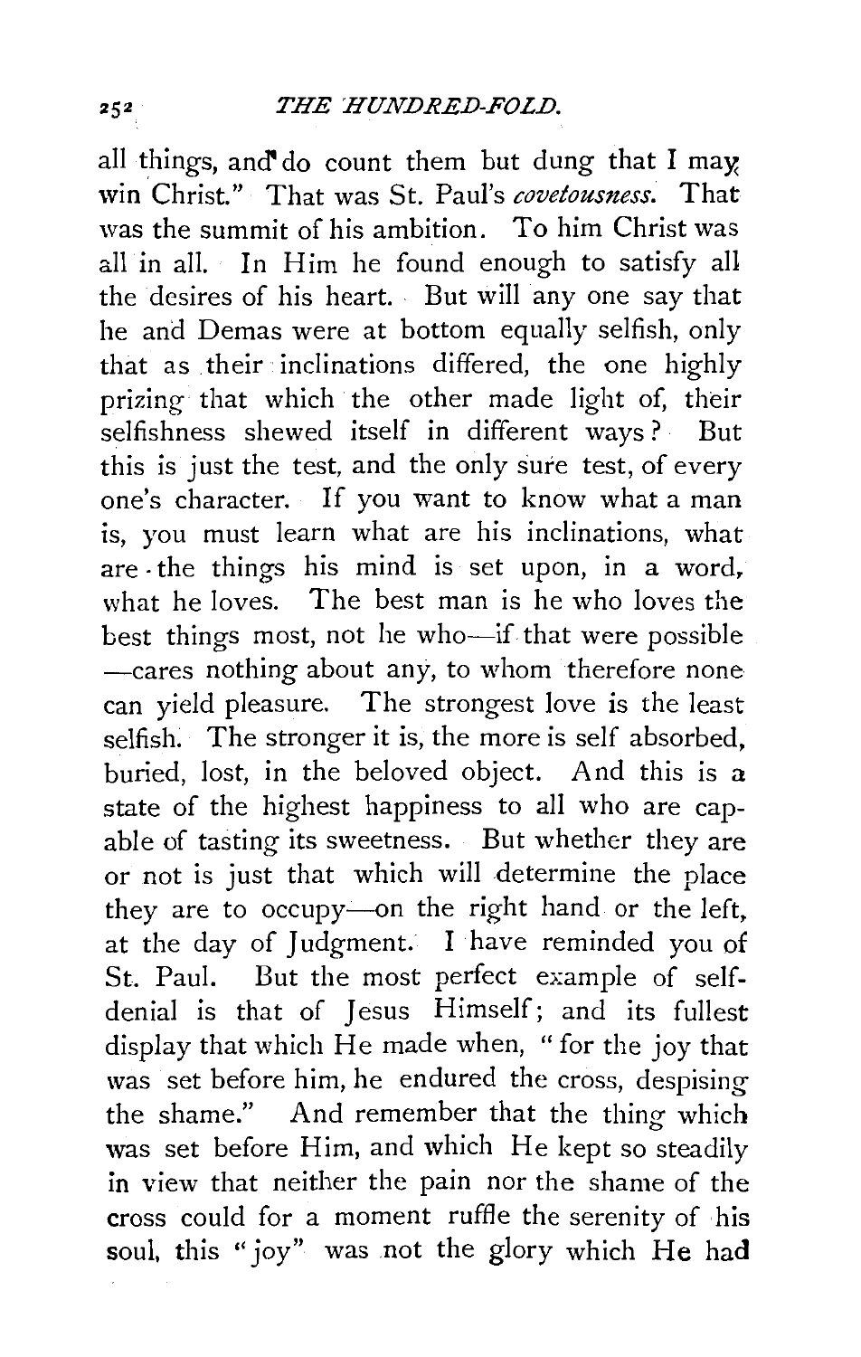all things, and do count them but dung that I may win Christ." That was St. Paul's *covetousness.* That was the summit of his ambition. To him Christ was all in all. In Him he found enough to satisfy all the desires of his heart. But will any one say that he and Demas were at bottom equally selfish, only that as their inclinations differed, the one highly prizing that which the other made light of, their selfishness shewed itself in different ways? But this is just the test, and the only sure test, of every one's character. If you want to know what a man is, you must learn what are his inclinations, what are the things his mind is set upon, in a word, what he loves. The best man is he who loves the best things most, not he who—if that were possible—cares nothing about any, to whom therefore none can yield pleasure. The strongest love is the least selfish. The stronger it is, the more is self absorbed, buried, lost, in the beloved object. And this is a state of the highest happiness to all who are capable of tasting its sweetness. But whether they are or not is just that which will determine the place they are to occupy—on the right hand or the left, at the day of Judgment. I have reminded you of St. Paul. But the most perfect example of self-denial is that of Jesus Himself; and its fullest display that which He made when, "for the joy that was set before him, he endured the cross, despising the shame." And remember that the thing which was set before Him, and which He kept so steadily in view that neither the pain nor the shame of the cross could for a moment ruffle the serenity of his soul, this "joy" was not the glory which He had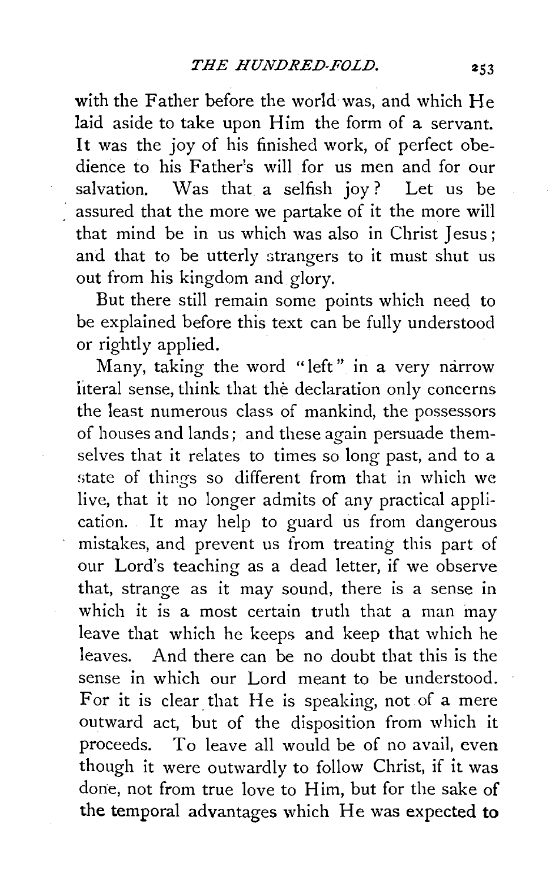with the Father before the world was, and which He laid aside to take upon Him the form of a servant. It was the joy of his finished work, of perfect obedience to his Father's will for us men and for our salvation. Was that a selfish joy? Let us be assured that the more we partake of it the more will that mind be in us which was also in Christ Jesus; and that to be utterly strangers to it must shut us out from his kingdom and glory.

But there still remain some points which need to be explained before this text can be fully understood or rightly applied.

Many, taking the word "left" in a very narrow literal sense, think that the declaration only concerns the least numerous class of mankind, the possessors of houses and lands; and these again persuade themselves that it relates to times so long past, and to a state of things so different from that in which we live, that it no longer admits of any practical application. It may help to guard us from dangerous mistakes, and prevent us from treating this part of our Lord's teaching as a dead letter, if we observe that, strange as it may sound, there is a sense in which it is a most certain truth that a man may leave that which he keeps and keep that which he leaves. And there can be no doubt that this is the sense in which our Lord meant to be understood. For it is clear that He is speaking, not of a mere outward act, but of the disposition from which it proceeds. To leave all would be of no avail, even though it were outwardly to follow Christ, if it was done, not from true love to Him, but for the sake of the temporal advantages which He was expected to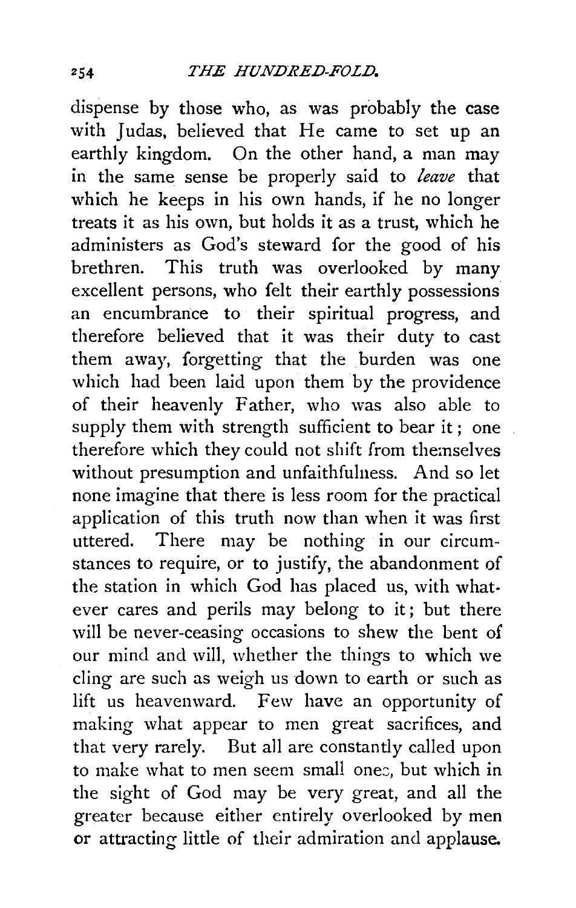dispense by those who, as was probably the case with Judas, believed that He came to set up an earthly kingdom. On the other hand, a man may in the same sense be properly said to *leave* that which he keeps in his own hands, if he no longer treats it as his own, but holds it as a trust, which he administers as God's steward for the good of his brethren. This truth was overlooked by many excellent persons, who felt their earthly possessions an encumbrance to their spiritual progress, and therefore believed that it was their duty to cast them away, forgetting that the burden was one which had been laid upon them by the providence of their heavenly Father, who was also able to supply them with strength sufficient to bear it; one therefore which they could not shift from themselves without presumption and unfaithfulness. And so let none imagine that there is less room for the practical application of this truth now than when it was first uttered. There may be nothing in our circumstances to require, or to justify, the abandonment of the station in which God has placed us, with whatever cares and perils may belong to it; but there will be never-ceasing occasions to shew the bent of our mind and will, whether the things to which we cling are such as weigh us down to earth or such as lift us heavenward. Few have an opportunity of making what appear to men great sacrifices, and that very rarely. But all are constantly called upon to make what to men seem small ones, but which in the sight of God may be very great, and all the greater because either entirely overlooked by men or attracting little of their admiration and applause.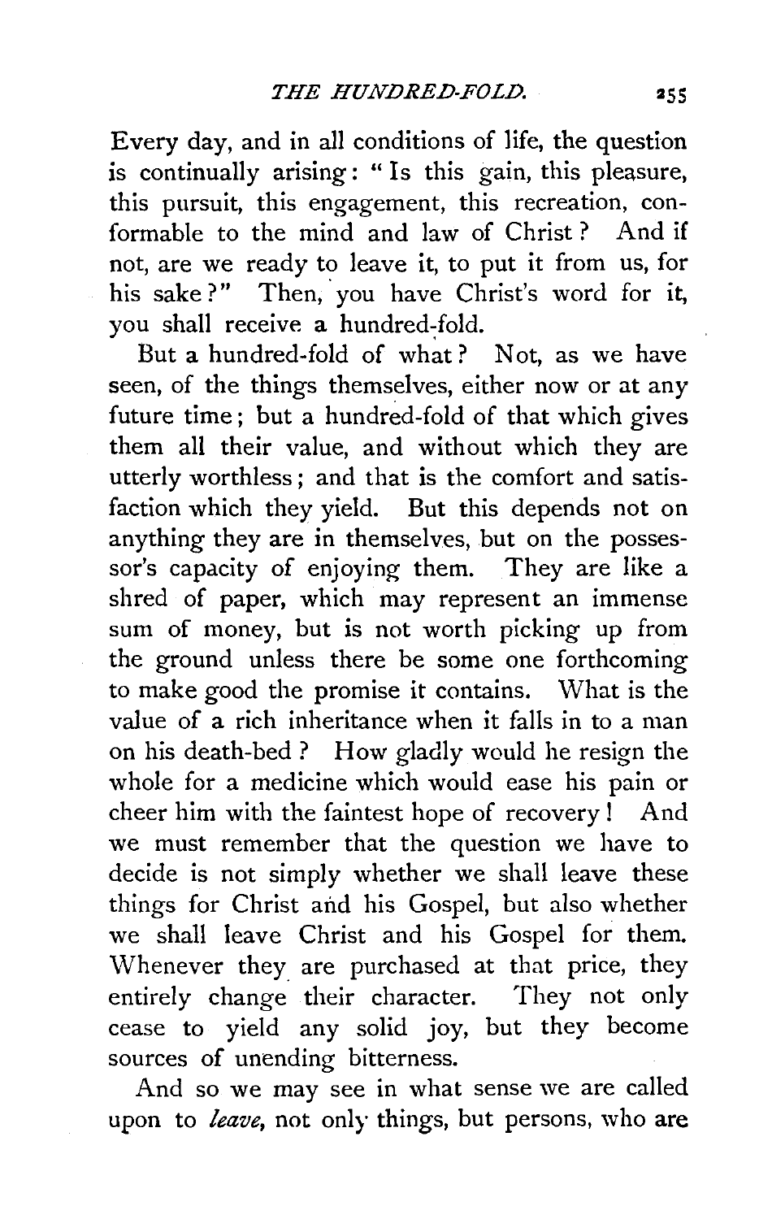Every day, and in all conditions of life, the question is continually arising: "Is this gain, this pleasure, this pursuit, this engagement, this recreation, conformable to the mind and law of Christ? And if not, are we ready to leave it, to put it from us, for his sake?" Then, you have Christ's word for it, you shall receive a hundred-fold.

But a hundred-fold of what? Not, as we have seen, of the things themselves, either now or at any future time; but a hundred-fold of that which gives them all their value, and without which they are utterly worthless; and that is the comfort and satisfaction which they yield. But this depends not on anything they are in themselves, but on the possessor's capacity of enjoying them. They are like a shred of paper, which may represent an immense sum of money, but is not worth picking up from the ground unless there be some one forthcoming to make good the promise it contains. What is the value of a rich inheritance when it falls in to a man on his death-bed? How gladly would he resign the whole for a medicine which would ease his pain or cheer him with the faintest hope of recovery! And we must remember that the question we have to decide is not simply whether we shall leave these things for Christ and his Gospel, but also whether we shall leave Christ and his Gospel for them. Whenever they are purchased at that price, they entirely change their character. They not only cease to yield any solid joy, but they become sources of unending bitterness.

And so we may see in what sense we are called upon to *leave*, not only things, but persons, who are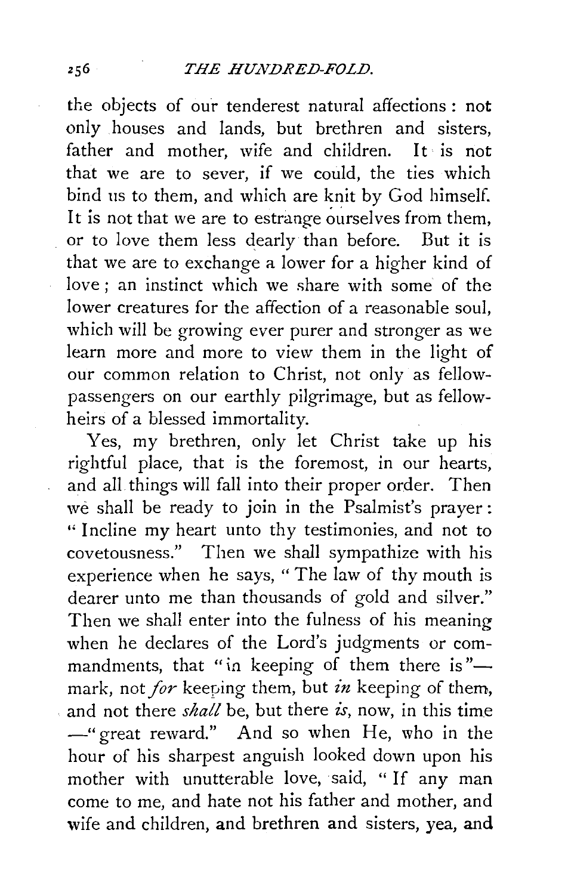the objects of our tenderest natural affections: not only houses and lands, but brethren and sisters, father and mother, wife and children. It is not that we are to sever, if we could, the ties which bind us to them, and which are knit by God himself. It is not that we are to estrange ourselves from them, or to love them less dearly than before. But it is that we are to exchange a lower for a higher kind of love; an instinct which we share with some of the lower creatures for the affection of a reasonable soul, which will be growing ever purer and stronger as we learn more and more to view them in the light of our common relation to Christ, not only as fellow-passengers on our earthly pilgrimage, but as fellow-heirs of a blessed immortality.

Yes, my brethren, only let Christ take up his rightful place, that is the foremost, in our hearts, and all things will fall into their proper order. Then we shall be ready to join in the Psalmist's prayer: "Incline my heart unto thy testimonies, and not to covetousness." Then we shall sympathize with his experience when he says, "The law of thy mouth is dearer unto me than thousands of gold and silver." Then we shall enter into the fulness of his meaning when he declares of the Lord's judgments or commandments, that "in keeping of them there is"—mark, not *for* keeping them, but *in* keeping of them, and not there *shall* be, but there *is*, now, in this time —"great reward." And so when He, who in the hour of his sharpest anguish looked down upon his mother with unutterable love, said, "If any man come to me, and hate not his father and mother, and wife and children, and brethren and sisters, yea, and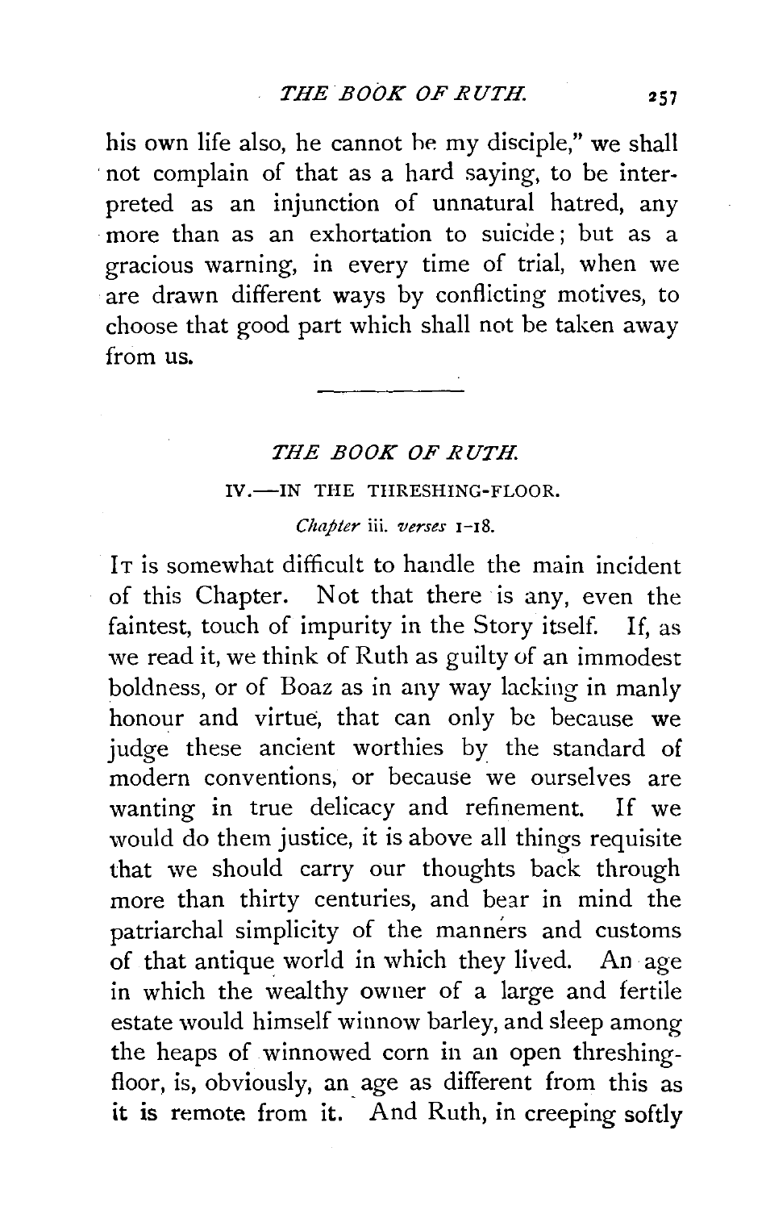his own life also, he cannot be my disciple," we shall not complain of that as a hard saying, to be interpreted as an injunction of unnatural hatred, any more than as an exhortation to suicide; but as a gracious warning, in every time of trial, when we are drawn different ways by conflicting motives, to choose that good part which shall not be taken away from us.

---

## *THE BOOK OF RUTH.*

### IV.—IN THE THRESHING-FLOOR.

*Chapter* iii. *verses* 1–18.

It is somewhat difficult to handle the main incident of this Chapter. Not that there is any, even the faintest, touch of impurity in the Story itself. If, as we read it, we think of Ruth as guilty of an immodest boldness, or of Boaz as in any way lacking in manly honour and virtue, that can only be because we judge these ancient worthies by the standard of modern conventions, or because we ourselves are wanting in true delicacy and refinement. If we would do them justice, it is above all things requisite that we should carry our thoughts back through more than thirty centuries, and bear in mind the patriarchal simplicity of the manners and customs of that antique world in which they lived. An age in which the wealthy owner of a large and fertile estate would himself winnow barley, and sleep among the heaps of winnowed corn in an open threshing-floor, is, obviously, an age as different from this as it is remote from it. And Ruth, in creeping softly